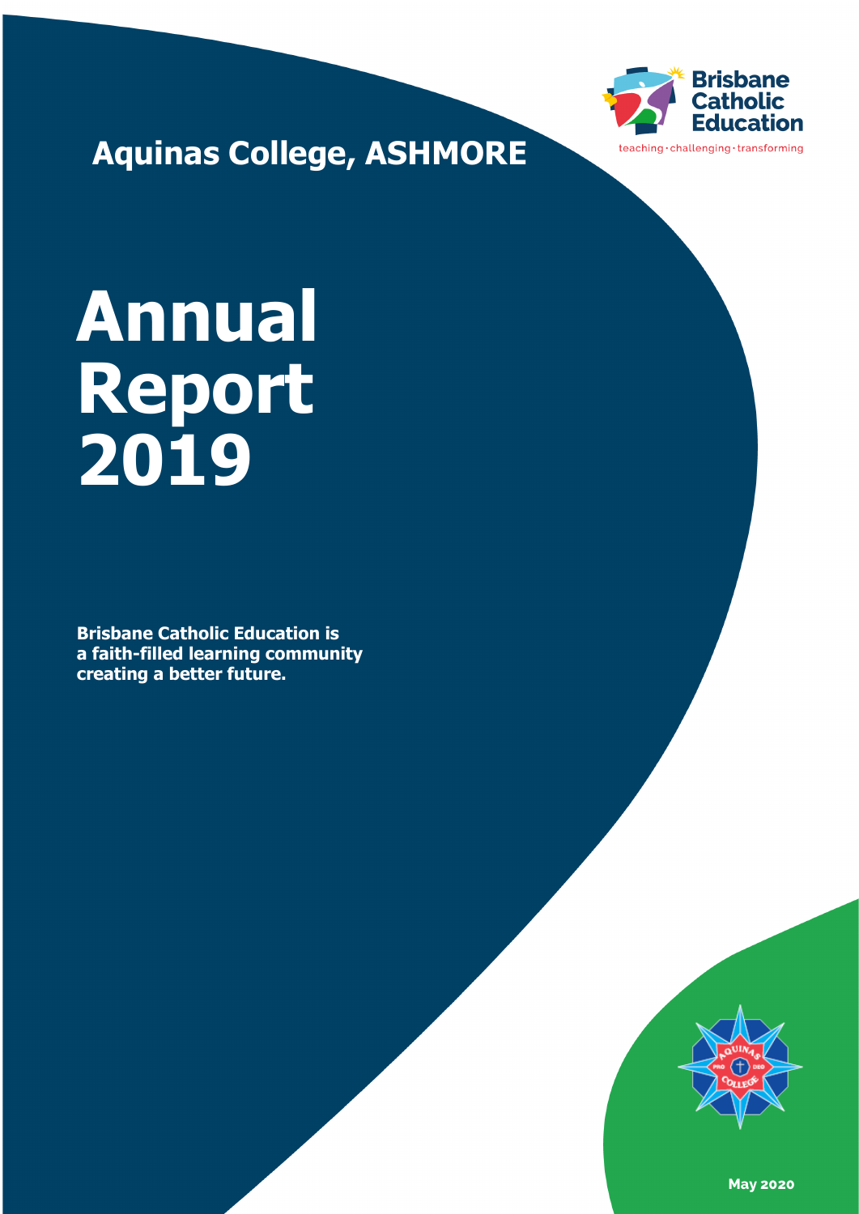# Aquinas College, ASHMORE

Brisbane Catholic Education

teaching · challenging · transforming

# Annual Report 2019

**Brisbane Catholic Education is a faith-filled learning community creating a better future.**

**May 2020**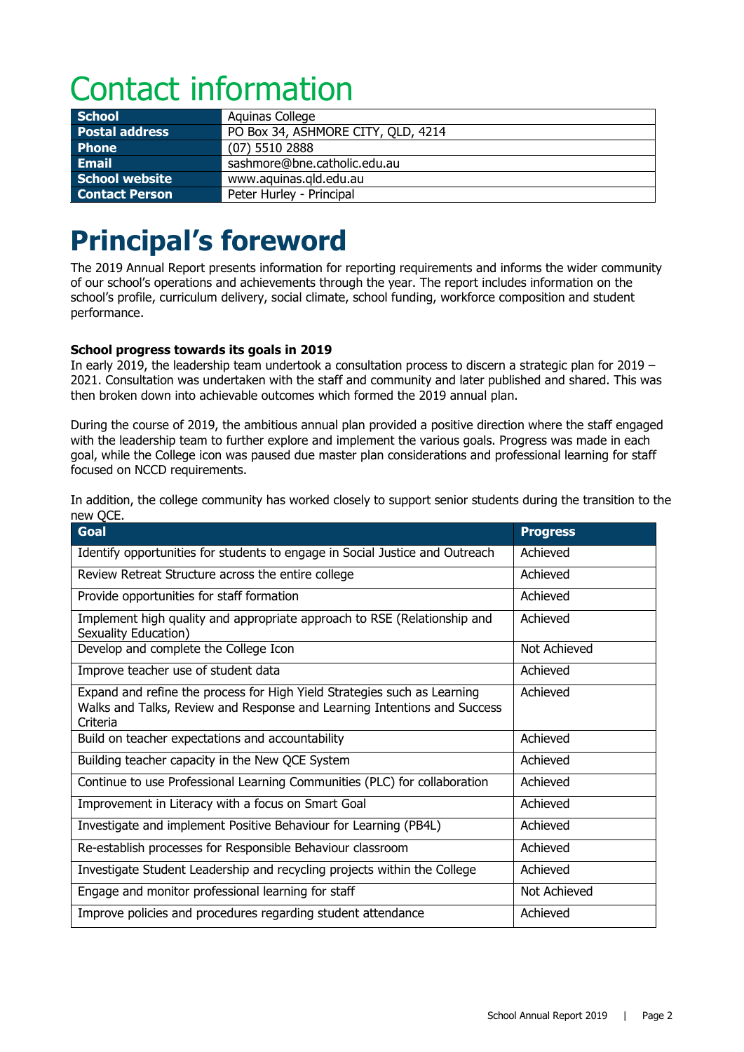# Contact information

| School | Aquinas College |
|---|---|
| Postal address | PO Box 34, ASHMORE CITY, QLD, 4214 |
| Phone | (07) 5510 2888 |
| Email | sashmore@bne.catholic.edu.au |
| School website | www.aquinas.qld.edu.au |
| Contact Person | Peter Hurley - Principal |

# Principal's foreword

The 2019 Annual Report presents information for reporting requirements and informs the wider community of our school's operations and achievements through the year. The report includes information on the school's profile, curriculum delivery, social climate, school funding, workforce composition and student performance.

**School progress towards its goals in 2019**

In early 2019, the leadership team undertook a consultation process to discern a strategic plan for 2019 – 2021. Consultation was undertaken with the staff and community and later published and shared. This was then broken down into achievable outcomes which formed the 2019 annual plan.

During the course of 2019, the ambitious annual plan provided a positive direction where the staff engaged with the leadership team to further explore and implement the various goals. Progress was made in each goal, while the College icon was paused due master plan considerations and professional learning for staff focused on NCCD requirements.

In addition, the college community has worked closely to support senior students during the transition to the new QCE.

| Goal | Progress |
|---|---|
| Identify opportunities for students to engage in Social Justice and Outreach | Achieved |
| Review Retreat Structure across the entire college | Achieved |
| Provide opportunities for staff formation | Achieved |
| Implement high quality and appropriate approach to RSE (Relationship and Sexuality Education) | Achieved |
| Develop and complete the College Icon | Not Achieved |
| Improve teacher use of student data | Achieved |
| Expand and refine the process for High Yield Strategies such as Learning Walks and Talks, Review and Response and Learning Intentions and Success Criteria | Achieved |
| Build on teacher expectations and accountability | Achieved |
| Building teacher capacity in the New QCE System | Achieved |
| Continue to use Professional Learning Communities (PLC) for collaboration | Achieved |
| Improvement in Literacy with a focus on Smart Goal | Achieved |
| Investigate and implement Positive Behaviour for Learning (PB4L) | Achieved |
| Re-establish processes for Responsible Behaviour classroom | Achieved |
| Investigate Student Leadership and recycling projects within the College | Achieved |
| Engage and monitor professional learning for staff | Not Achieved |
| Improve policies and procedures regarding student attendance | Achieved |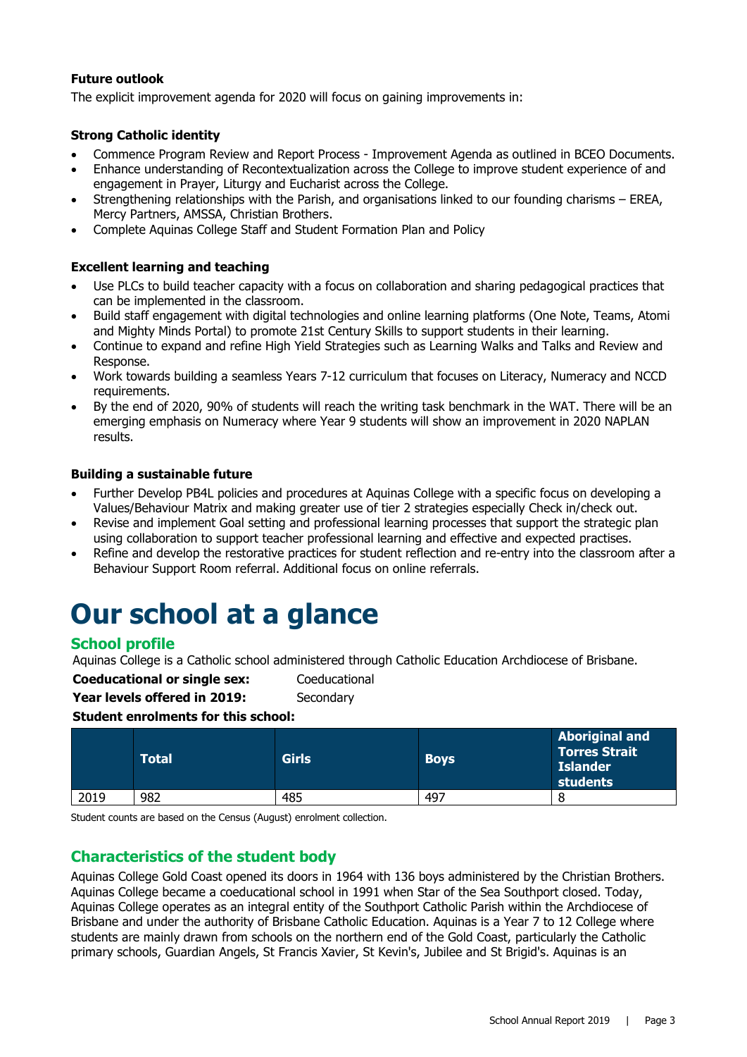**Future outlook**

The explicit improvement agenda for 2020 will focus on gaining improvements in:

**Strong Catholic identity**

- Commence Program Review and Report Process - Improvement Agenda as outlined in BCEO Documents.
- Enhance understanding of Recontextualization across the College to improve student experience of and engagement in Prayer, Liturgy and Eucharist across the College.
- Strengthening relationships with the Parish, and organisations linked to our founding charisms – EREA, Mercy Partners, AMSSA, Christian Brothers.
- Complete Aquinas College Staff and Student Formation Plan and Policy

**Excellent learning and teaching**

- Use PLCs to build teacher capacity with a focus on collaboration and sharing pedagogical practices that can be implemented in the classroom.
- Build staff engagement with digital technologies and online learning platforms (One Note, Teams, Atomi and Mighty Minds Portal) to promote 21st Century Skills to support students in their learning.
- Continue to expand and refine High Yield Strategies such as Learning Walks and Talks and Review and Response.
- Work towards building a seamless Years 7-12 curriculum that focuses on Literacy, Numeracy and NCCD requirements.
- By the end of 2020, 90% of students will reach the writing task benchmark in the WAT. There will be an emerging emphasis on Numeracy where Year 9 students will show an improvement in 2020 NAPLAN results.

**Building a sustainable future**

- Further Develop PB4L policies and procedures at Aquinas College with a specific focus on developing a Values/Behaviour Matrix and making greater use of tier 2 strategies especially Check in/check out.
- Revise and implement Goal setting and professional learning processes that support the strategic plan using collaboration to support teacher professional learning and effective and expected practises.
- Refine and develop the restorative practices for student reflection and re-entry into the classroom after a Behaviour Support Room referral. Additional focus on online referrals.

# Our school at a glance

## School profile

Aquinas College is a Catholic school administered through Catholic Education Archdiocese of Brisbane.

**Coeducational or single sex:** Coeducational

**Year levels offered in 2019:** Secondary

**Student enrolments for this school:**

| | Total | Girls | Boys | Aboriginal and Torres Strait Islander students |
|---|---|---|---|---|
| 2019 | 982 | 485 | 497 | 8 |

Student counts are based on the Census (August) enrolment collection.

## Characteristics of the student body

Aquinas College Gold Coast opened its doors in 1964 with 136 boys administered by the Christian Brothers. Aquinas College became a coeducational school in 1991 when Star of the Sea Southport closed. Today, Aquinas College operates as an integral entity of the Southport Catholic Parish within the Archdiocese of Brisbane and under the authority of Brisbane Catholic Education. Aquinas is a Year 7 to 12 College where students are mainly drawn from schools on the northern end of the Gold Coast, particularly the Catholic primary schools, Guardian Angels, St Francis Xavier, St Kevin's, Jubilee and St Brigid's. Aquinas is an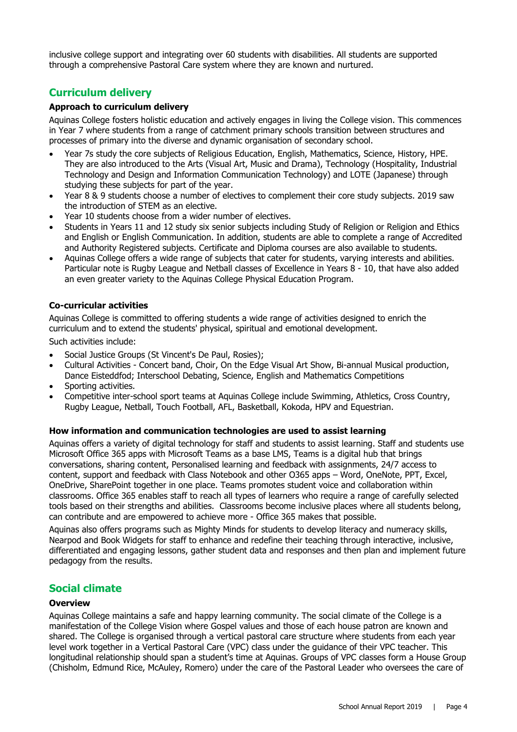inclusive college support and integrating over 60 students with disabilities. All students are supported through a comprehensive Pastoral Care system where they are known and nurtured.

## Curriculum delivery

### Approach to curriculum delivery

Aquinas College fosters holistic education and actively engages in living the College vision. This commences in Year 7 where students from a range of catchment primary schools transition between structures and processes of primary into the diverse and dynamic organisation of secondary school.

- Year 7s study the core subjects of Religious Education, English, Mathematics, Science, History, HPE. They are also introduced to the Arts (Visual Art, Music and Drama), Technology (Hospitality, Industrial Technology and Design and Information Communication Technology) and LOTE (Japanese) through studying these subjects for part of the year.
- Year 8 & 9 students choose a number of electives to complement their core study subjects. 2019 saw the introduction of STEM as an elective.
- Year 10 students choose from a wider number of electives.
- Students in Years 11 and 12 study six senior subjects including Study of Religion or Religion and Ethics and English or English Communication. In addition, students are able to complete a range of Accredited and Authority Registered subjects. Certificate and Diploma courses are also available to students.
- Aquinas College offers a wide range of subjects that cater for students, varying interests and abilities. Particular note is Rugby League and Netball classes of Excellence in Years 8 - 10, that have also added an even greater variety to the Aquinas College Physical Education Program.

### Co-curricular activities

Aquinas College is committed to offering students a wide range of activities designed to enrich the curriculum and to extend the students' physical, spiritual and emotional development.

Such activities include:

- Social Justice Groups (St Vincent's De Paul, Rosies);
- Cultural Activities - Concert band, Choir, On the Edge Visual Art Show, Bi-annual Musical production, Dance Eisteddfod; Interschool Debating, Science, English and Mathematics Competitions
- Sporting activities.
- Competitive inter-school sport teams at Aquinas College include Swimming, Athletics, Cross Country, Rugby League, Netball, Touch Football, AFL, Basketball, Kokoda, HPV and Equestrian.

### How information and communication technologies are used to assist learning

Aquinas offers a variety of digital technology for staff and students to assist learning. Staff and students use Microsoft Office 365 apps with Microsoft Teams as a base LMS, Teams is a digital hub that brings conversations, sharing content, Personalised learning and feedback with assignments, 24/7 access to content, support and feedback with Class Notebook and other O365 apps – Word, OneNote, PPT, Excel, OneDrive, SharePoint together in one place. Teams promotes student voice and collaboration within classrooms. Office 365 enables staff to reach all types of learners who require a range of carefully selected tools based on their strengths and abilities. Classrooms become inclusive places where all students belong, can contribute and are empowered to achieve more - Office 365 makes that possible.

Aquinas also offers programs such as Mighty Minds for students to develop literacy and numeracy skills, Nearpod and Book Widgets for staff to enhance and redefine their teaching through interactive, inclusive, differentiated and engaging lessons, gather student data and responses and then plan and implement future pedagogy from the results.

## Social climate

### Overview

Aquinas College maintains a safe and happy learning community. The social climate of the College is a manifestation of the College Vision where Gospel values and those of each house patron are known and shared. The College is organised through a vertical pastoral care structure where students from each year level work together in a Vertical Pastoral Care (VPC) class under the guidance of their VPC teacher. This longitudinal relationship should span a student's time at Aquinas. Groups of VPC classes form a House Group (Chisholm, Edmund Rice, McAuley, Romero) under the care of the Pastoral Leader who oversees the care of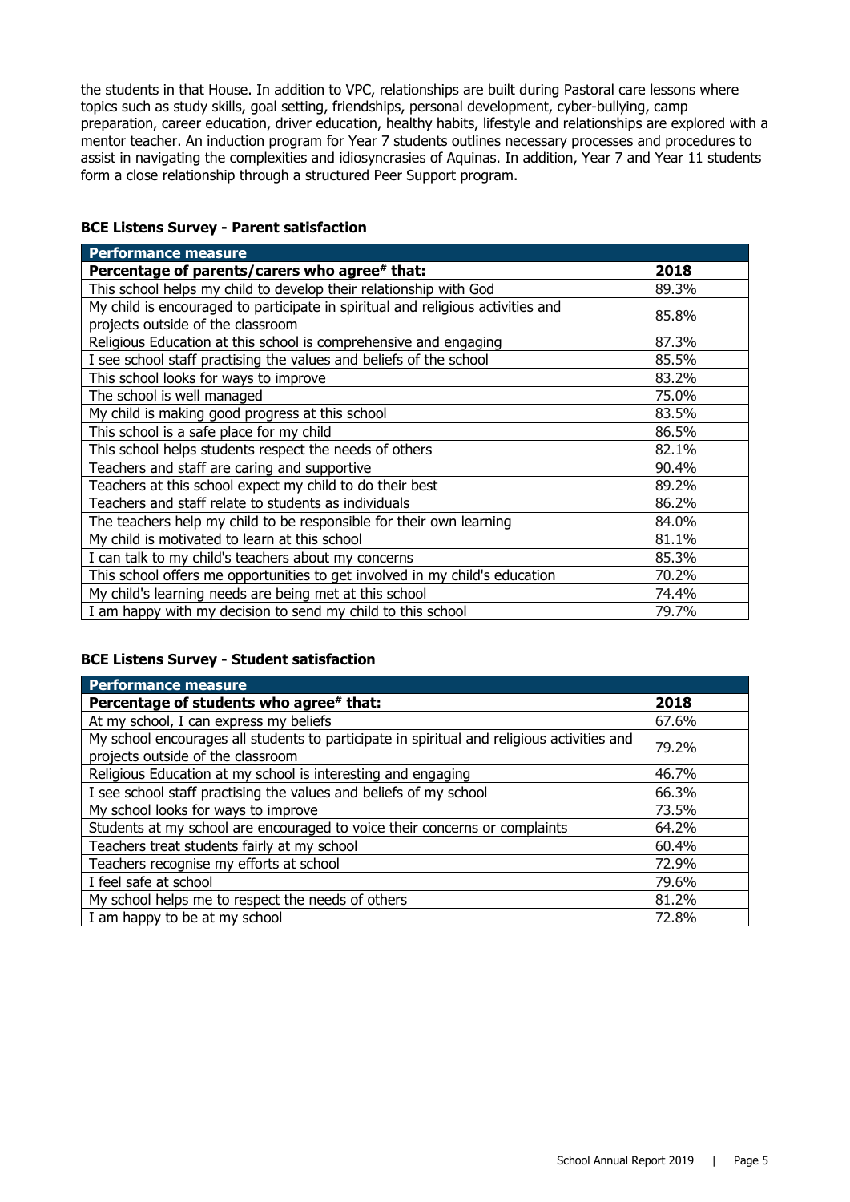the students in that House. In addition to VPC, relationships are built during Pastoral care lessons where topics such as study skills, goal setting, friendships, personal development, cyber-bullying, camp preparation, career education, driver education, healthy habits, lifestyle and relationships are explored with a mentor teacher. An induction program for Year 7 students outlines necessary processes and procedures to assist in navigating the complexities and idiosyncrasies of Aquinas. In addition, Year 7 and Year 11 students form a close relationship through a structured Peer Support program.

### BCE Listens Survey - Parent satisfaction

| Performance measure | |
|---|---|
| **Percentage of parents/carers who agree# that:** | **2018** |
| This school helps my child to develop their relationship with God | 89.3% |
| My child is encouraged to participate in spiritual and religious activities and projects outside of the classroom | 85.8% |
| Religious Education at this school is comprehensive and engaging | 87.3% |
| I see school staff practising the values and beliefs of the school | 85.5% |
| This school looks for ways to improve | 83.2% |
| The school is well managed | 75.0% |
| My child is making good progress at this school | 83.5% |
| This school is a safe place for my child | 86.5% |
| This school helps students respect the needs of others | 82.1% |
| Teachers and staff are caring and supportive | 90.4% |
| Teachers at this school expect my child to do their best | 89.2% |
| Teachers and staff relate to students as individuals | 86.2% |
| The teachers help my child to be responsible for their own learning | 84.0% |
| My child is motivated to learn at this school | 81.1% |
| I can talk to my child's teachers about my concerns | 85.3% |
| This school offers me opportunities to get involved in my child's education | 70.2% |
| My child's learning needs are being met at this school | 74.4% |
| I am happy with my decision to send my child to this school | 79.7% |

### BCE Listens Survey - Student satisfaction

| Performance measure | |
|---|---|
| **Percentage of students who agree# that:** | **2018** |
| At my school, I can express my beliefs | 67.6% |
| My school encourages all students to participate in spiritual and religious activities and projects outside of the classroom | 79.2% |
| Religious Education at my school is interesting and engaging | 46.7% |
| I see school staff practising the values and beliefs of my school | 66.3% |
| My school looks for ways to improve | 73.5% |
| Students at my school are encouraged to voice their concerns or complaints | 64.2% |
| Teachers treat students fairly at my school | 60.4% |
| Teachers recognise my efforts at school | 72.9% |
| I feel safe at school | 79.6% |
| My school helps me to respect the needs of others | 81.2% |
| I am happy to be at my school | 72.8% |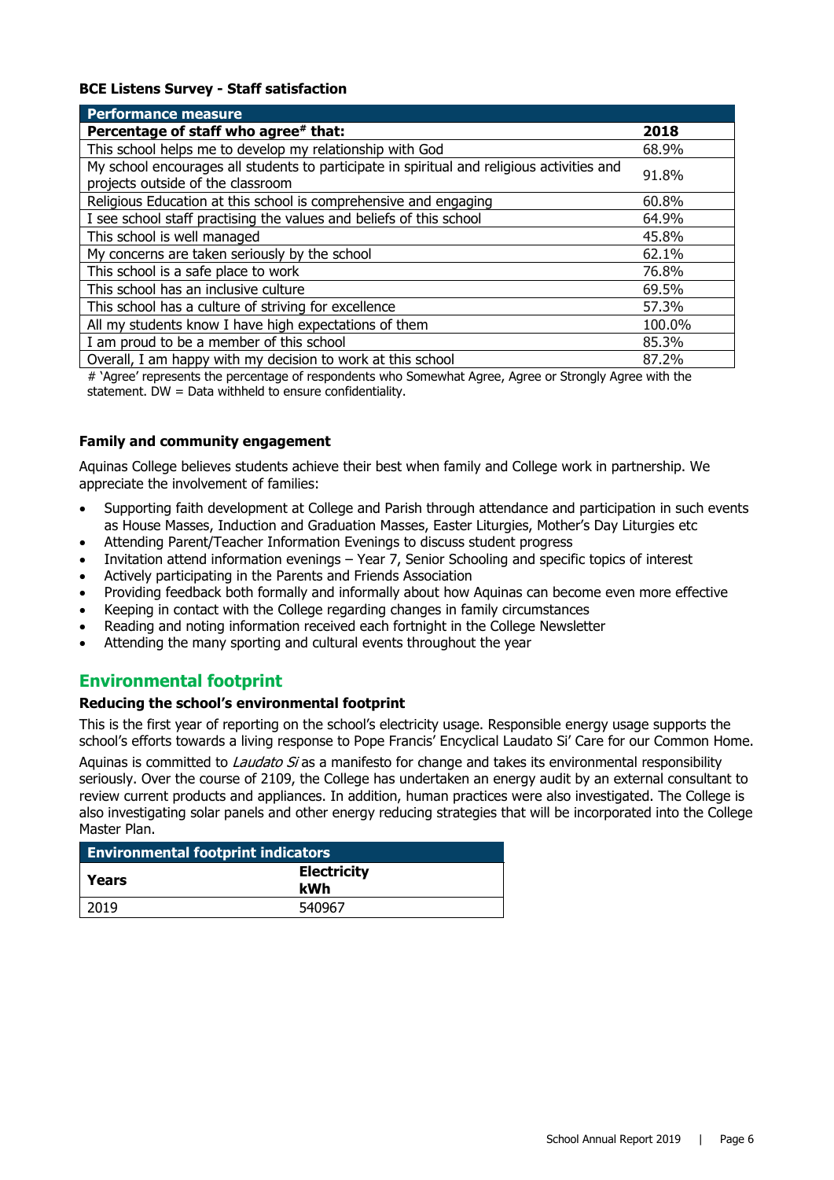**BCE Listens Survey - Staff satisfaction**

| Performance measure | |
|---|---|
| **Percentage of staff who agree# that:** | **2018** |
| This school helps me to develop my relationship with God | 68.9% |
| My school encourages all students to participate in spiritual and religious activities and projects outside of the classroom | 91.8% |
| Religious Education at this school is comprehensive and engaging | 60.8% |
| I see school staff practising the values and beliefs of this school | 64.9% |
| This school is well managed | 45.8% |
| My concerns are taken seriously by the school | 62.1% |
| This school is a safe place to work | 76.8% |
| This school has an inclusive culture | 69.5% |
| This school has a culture of striving for excellence | 57.3% |
| All my students know I have high expectations of them | 100.0% |
| I am proud to be a member of this school | 85.3% |
| Overall, I am happy with my decision to work at this school | 87.2% |

# 'Agree' represents the percentage of respondents who Somewhat Agree, Agree or Strongly Agree with the statement. DW = Data withheld to ensure confidentiality.

**Family and community engagement**

Aquinas College believes students achieve their best when family and College work in partnership. We appreciate the involvement of families:

- Supporting faith development at College and Parish through attendance and participation in such events as House Masses, Induction and Graduation Masses, Easter Liturgies, Mother's Day Liturgies etc
- Attending Parent/Teacher Information Evenings to discuss student progress
- Invitation attend information evenings – Year 7, Senior Schooling and specific topics of interest
- Actively participating in the Parents and Friends Association
- Providing feedback both formally and informally about how Aquinas can become even more effective
- Keeping in contact with the College regarding changes in family circumstances
- Reading and noting information received each fortnight in the College Newsletter
- Attending the many sporting and cultural events throughout the year

## Environmental footprint

**Reducing the school's environmental footprint**

This is the first year of reporting on the school's electricity usage. Responsible energy usage supports the school's efforts towards a living response to Pope Francis' Encyclical Laudato Si' Care for our Common Home.

Aquinas is committed to *Laudato Si* as a manifesto for change and takes its environmental responsibility seriously. Over the course of 2109, the College has undertaken an energy audit by an external consultant to review current products and appliances. In addition, human practices were also investigated. The College is also investigating solar panels and other energy reducing strategies that will be incorporated into the College Master Plan.

| Environmental footprint indicators | |
|---|---|
| **Years** | **Electricity kWh** |
| 2019 | 540967 |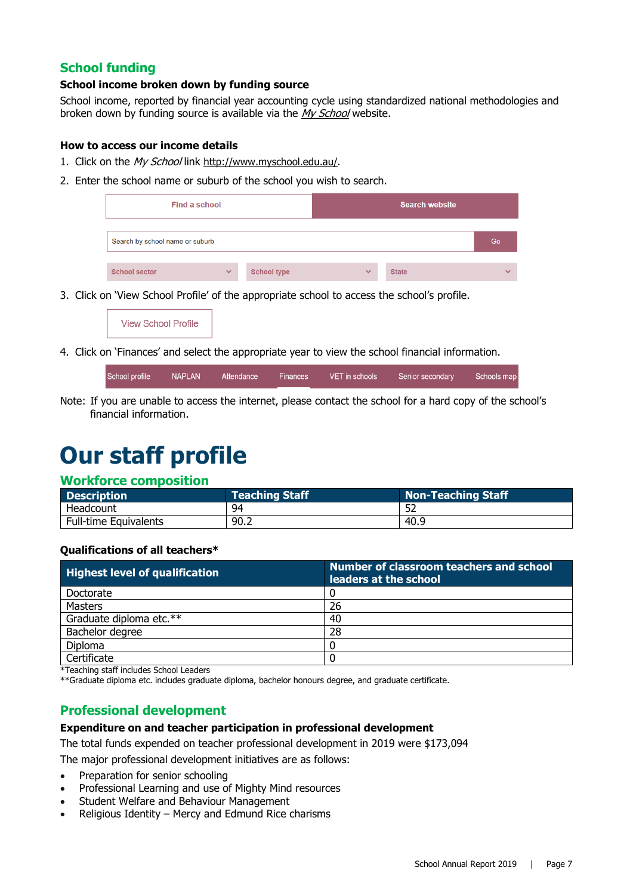## School funding

### School income broken down by funding source

School income, reported by financial year accounting cycle using standardized national methodologies and broken down by funding source is available via the *My School* website.

### How to access our income details

1. Click on the *My School* link http://www.myschool.edu.au/.
2. Enter the school name or suburb of the school you wish to search.

| Find a school | Search website |
|---|---|

Search by school name or suburb | Go

School sector | School type | State

3. Click on 'View School Profile' of the appropriate school to access the school's profile.

View School Profile

4. Click on 'Finances' and select the appropriate year to view the school financial information.

School profile | NAPLAN | Attendance | Finances | VET in schools | Senior secondary | Schools map

Note: If you are unable to access the internet, please contact the school for a hard copy of the school's financial information.

# Our staff profile

## Workforce composition

| Description | Teaching Staff | Non-Teaching Staff |
|---|---|---|
| Headcount | 94 | 52 |
| Full-time Equivalents | 90.2 | 40.9 |

### Qualifications of all teachers*

| Highest level of qualification | Number of classroom teachers and school leaders at the school |
|---|---|
| Doctorate | 0 |
| Masters | 26 |
| Graduate diploma etc.** | 40 |
| Bachelor degree | 28 |
| Diploma | 0 |
| Certificate | 0 |

*Teaching staff includes School Leaders

**Graduate diploma etc. includes graduate diploma, bachelor honours degree, and graduate certificate.

## Professional development

### Expenditure on and teacher participation in professional development

The total funds expended on teacher professional development in 2019 were $173,094

The major professional development initiatives are as follows:

- Preparation for senior schooling
- Professional Learning and use of Mighty Mind resources
- Student Welfare and Behaviour Management
- Religious Identity – Mercy and Edmund Rice charisms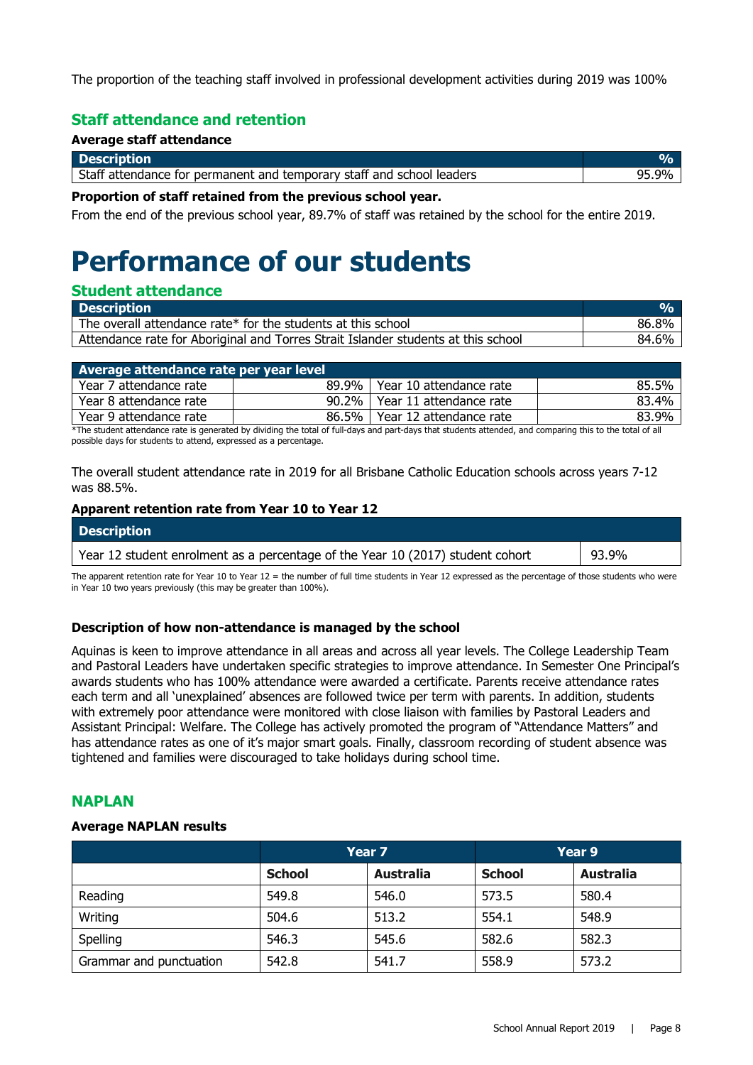The proportion of the teaching staff involved in professional development activities during 2019 was 100%

## Staff attendance and retention

### Average staff attendance

| Description | % |
|---|---|
| Staff attendance for permanent and temporary staff and school leaders | 95.9% |

**Proportion of staff retained from the previous school year.**

From the end of the previous school year, 89.7% of staff was retained by the school for the entire 2019.

# Performance of our students

## Student attendance

| Description | % |
|---|---|
| The overall attendance rate* for the students at this school | 86.8% |
| Attendance rate for Aboriginal and Torres Strait Islander students at this school | 84.6% |

| Average attendance rate per year level | | | |
|---|---|---|---|
| Year 7 attendance rate | 89.9% | Year 10 attendance rate | 85.5% |
| Year 8 attendance rate | 90.2% | Year 11 attendance rate | 83.4% |
| Year 9 attendance rate | 86.5% | Year 12 attendance rate | 83.9% |

*The student attendance rate is generated by dividing the total of full-days and part-days that students attended, and comparing this to the total of all possible days for students to attend, expressed as a percentage.

The overall student attendance rate in 2019 for all Brisbane Catholic Education schools across years 7-12 was 88.5%.

### Apparent retention rate from Year 10 to Year 12

| Description | |
|---|---|
| Year 12 student enrolment as a percentage of the Year 10 (2017) student cohort | 93.9% |

The apparent retention rate for Year 10 to Year 12 = the number of full time students in Year 12 expressed as the percentage of those students who were in Year 10 two years previously (this may be greater than 100%).

### Description of how non-attendance is managed by the school

Aquinas is keen to improve attendance in all areas and across all year levels. The College Leadership Team and Pastoral Leaders have undertaken specific strategies to improve attendance. In Semester One Principal's awards students who has 100% attendance were awarded a certificate. Parents receive attendance rates each term and all 'unexplained' absences are followed twice per term with parents. In addition, students with extremely poor attendance were monitored with close liaison with families by Pastoral Leaders and Assistant Principal: Welfare. The College has actively promoted the program of "Attendance Matters" and has attendance rates as one of it's major smart goals. Finally, classroom recording of student absence was tightened and families were discouraged to take holidays during school time.

## NAPLAN

### Average NAPLAN results

| | Year 7 | | Year 9 | |
|---|---|---|---|---|
| | **School** | **Australia** | **School** | **Australia** |
| Reading | 549.8 | 546.0 | 573.5 | 580.4 |
| Writing | 504.6 | 513.2 | 554.1 | 548.9 |
| Spelling | 546.3 | 545.6 | 582.6 | 582.3 |
| Grammar and punctuation | 542.8 | 541.7 | 558.9 | 573.2 |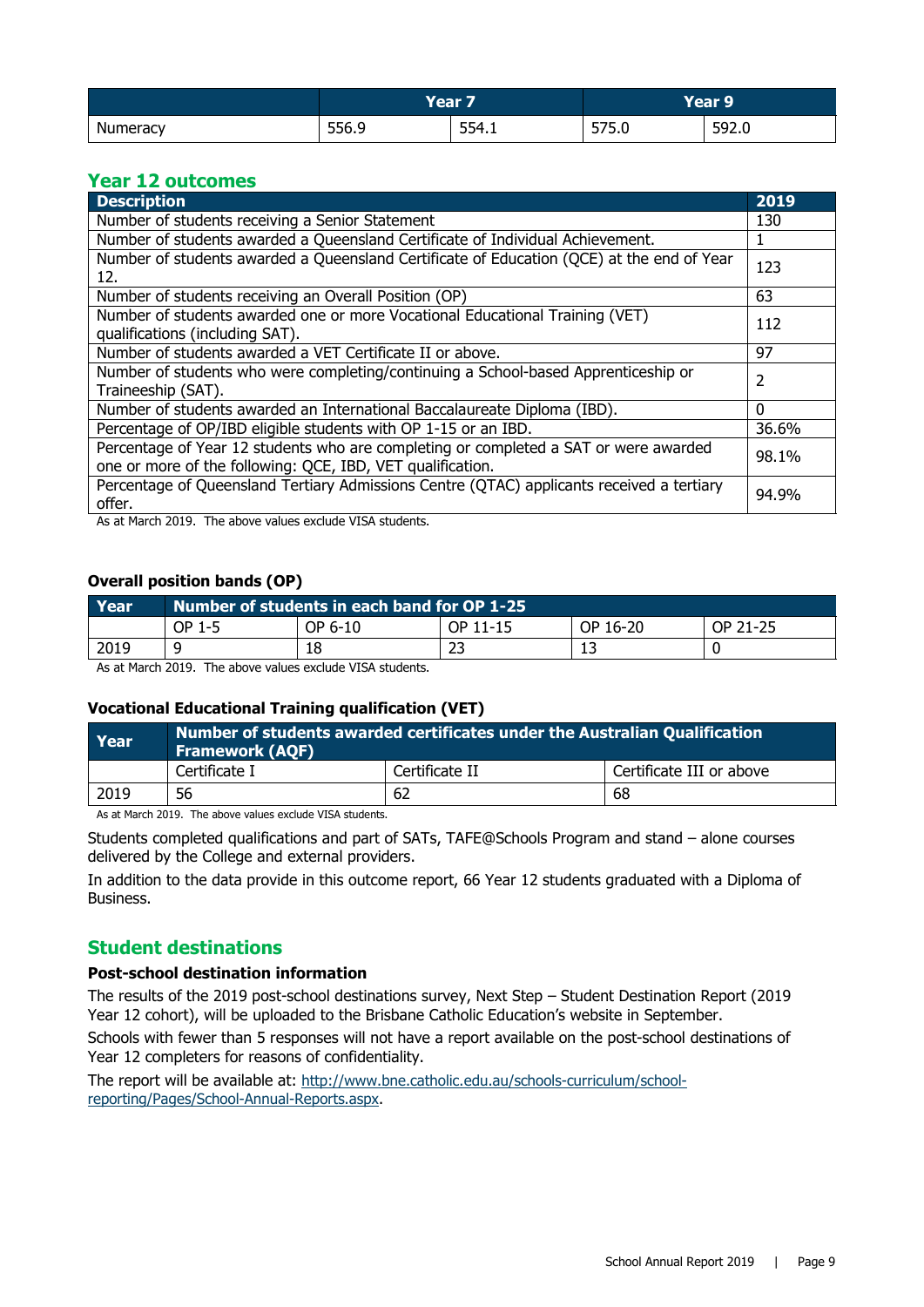| | Year 7 | | Year 9 | |
|---|---|---|---|---|
| Numeracy | 556.9 | 554.1 | 575.0 | 592.0 |

## Year 12 outcomes

| Description | 2019 |
|---|---|
| Number of students receiving a Senior Statement | 130 |
| Number of students awarded a Queensland Certificate of Individual Achievement. | 1 |
| Number of students awarded a Queensland Certificate of Education (QCE) at the end of Year 12. | 123 |
| Number of students receiving an Overall Position (OP) | 63 |
| Number of students awarded one or more Vocational Educational Training (VET) qualifications (including SAT). | 112 |
| Number of students awarded a VET Certificate II or above. | 97 |
| Number of students who were completing/continuing a School-based Apprenticeship or Traineeship (SAT). | 2 |
| Number of students awarded an International Baccalaureate Diploma (IBD). | 0 |
| Percentage of OP/IBD eligible students with OP 1-15 or an IBD. | 36.6% |
| Percentage of Year 12 students who are completing or completed a SAT or were awarded one or more of the following: QCE, IBD, VET qualification. | 98.1% |
| Percentage of Queensland Tertiary Admissions Centre (QTAC) applicants received a tertiary offer. | 94.9% |

As at March 2019. The above values exclude VISA students.

### Overall position bands (OP)

| Year | Number of students in each band for OP 1-25 | | | | |
|---|---|---|---|---|---|
| | OP 1-5 | OP 6-10 | OP 11-15 | OP 16-20 | OP 21-25 |
| 2019 | 9 | 18 | 23 | 13 | 0 |

As at March 2019. The above values exclude VISA students.

### Vocational Educational Training qualification (VET)

| Year | Number of students awarded certificates under the Australian Qualification Framework (AQF) | | |
|---|---|---|---|
| | Certificate I | Certificate II | Certificate III or above |
| 2019 | 56 | 62 | 68 |

As at March 2019. The above values exclude VISA students.

Students completed qualifications and part of SATs, TAFE@Schools Program and stand – alone courses delivered by the College and external providers.

In addition to the data provide in this outcome report, 66 Year 12 students graduated with a Diploma of Business.

## Student destinations

### Post-school destination information

The results of the 2019 post-school destinations survey, Next Step – Student Destination Report (2019 Year 12 cohort), will be uploaded to the Brisbane Catholic Education's website in September.

Schools with fewer than 5 responses will not have a report available on the post-school destinations of Year 12 completers for reasons of confidentiality.

The report will be available at: [http://www.bne.catholic.edu.au/schools-curriculum/school-reporting/Pages/School-Annual-Reports.aspx](http://www.bne.catholic.edu.au/schools-curriculum/school-reporting/Pages/School-Annual-Reports.aspx).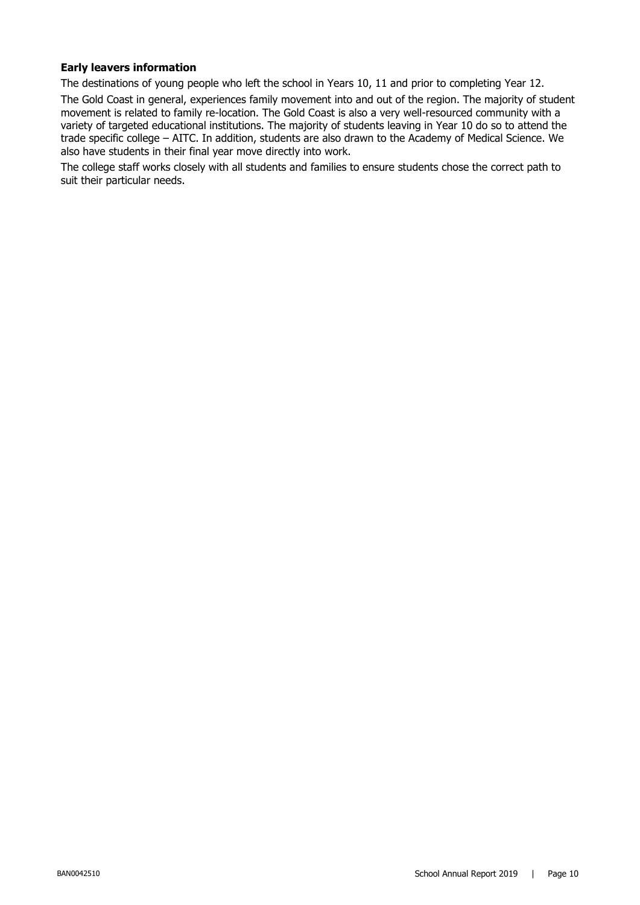**Early leavers information**

The destinations of young people who left the school in Years 10, 11 and prior to completing Year 12.

The Gold Coast in general, experiences family movement into and out of the region. The majority of student movement is related to family re-location. The Gold Coast is also a very well-resourced community with a variety of targeted educational institutions. The majority of students leaving in Year 10 do so to attend the trade specific college – AITC. In addition, students are also drawn to the Academy of Medical Science. We also have students in their final year move directly into work.

The college staff works closely with all students and families to ensure students chose the correct path to suit their particular needs.